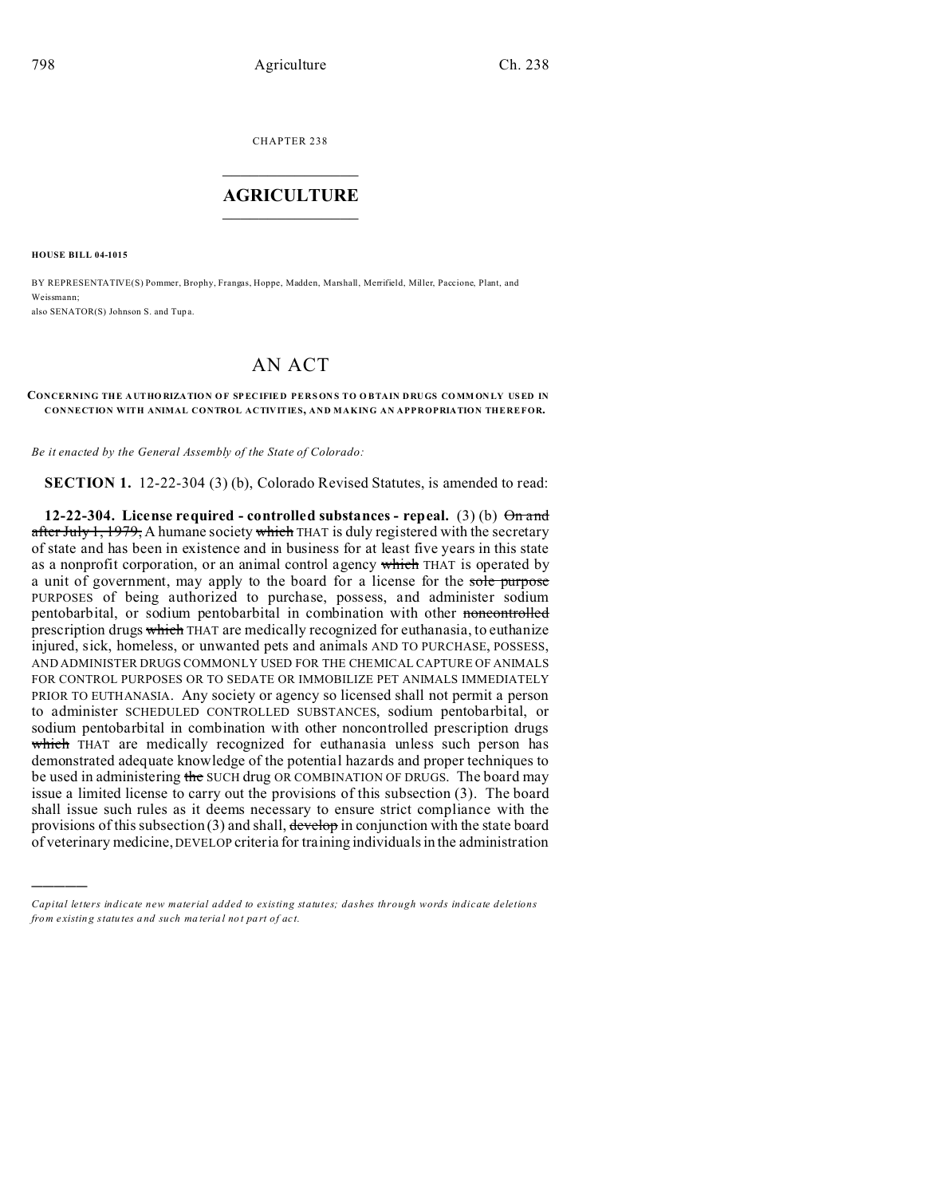CHAPTER 238

# AGRICULTURE

**HOUSE BILL 04-1015**

BY REPRESENTATIVE(S) Pommer, Brophy, Frangas, Hoppe, Madden, Marshall, Merrifield, Miller, Paccione, Plant, and Weissmann;
also SENATOR(S) Johnson S. and Tupa.

# AN ACT

**CONCERNING THE AUTHORIZATION OF SPECIFIED PERSONS TO OBTAIN DRUGS COMMONLY USED IN CONNECTION WITH ANIMAL CONTROL ACTIVITIES, AND MAKING AN APPROPRIATION THEREFOR.**

*Be it enacted by the General Assembly of the State of Colorado:*

**SECTION 1.** 12-22-304 (3) (b), Colorado Revised Statutes, is amended to read:

**12-22-304. License required - controlled substances - repeal.** (3) (b) ~~On and after July 1, 1979,~~ A humane society ~~which~~ THAT is duly registered with the secretary of state and has been in existence and in business for at least five years in this state as a nonprofit corporation, or an animal control agency ~~which~~ THAT is operated by a unit of government, may apply to the board for a license for the ~~sole purpose~~ PURPOSES of being authorized to purchase, possess, and administer sodium pentobarbital, or sodium pentobarbital in combination with other ~~noncontrolled~~ prescription drugs ~~which~~ THAT are medically recognized for euthanasia, to euthanize injured, sick, homeless, or unwanted pets and animals AND TO PURCHASE, POSSESS, AND ADMINISTER DRUGS COMMONLY USED FOR THE CHEMICAL CAPTURE OF ANIMALS FOR CONTROL PURPOSES OR TO SEDATE OR IMMOBILIZE PET ANIMALS IMMEDIATELY PRIOR TO EUTHANASIA. Any society or agency so licensed shall not permit a person to administer SCHEDULED CONTROLLED SUBSTANCES, sodium pentobarbital, or sodium pentobarbital in combination with other noncontrolled prescription drugs ~~which~~ THAT are medically recognized for euthanasia unless such person has demonstrated adequate knowledge of the potential hazards and proper techniques to be used in administering ~~the~~ SUCH drug OR COMBINATION OF DRUGS. The board may issue a limited license to carry out the provisions of this subsection (3). The board shall issue such rules as it deems necessary to ensure strict compliance with the provisions of this subsection (3) and shall, ~~develop~~ in conjunction with the state board of veterinary medicine, DEVELOP criteria for training individuals in the administration

---

*Capital letters indicate new material added to existing statutes; dashes through words indicate deletions from existing statutes and such material not part of act.*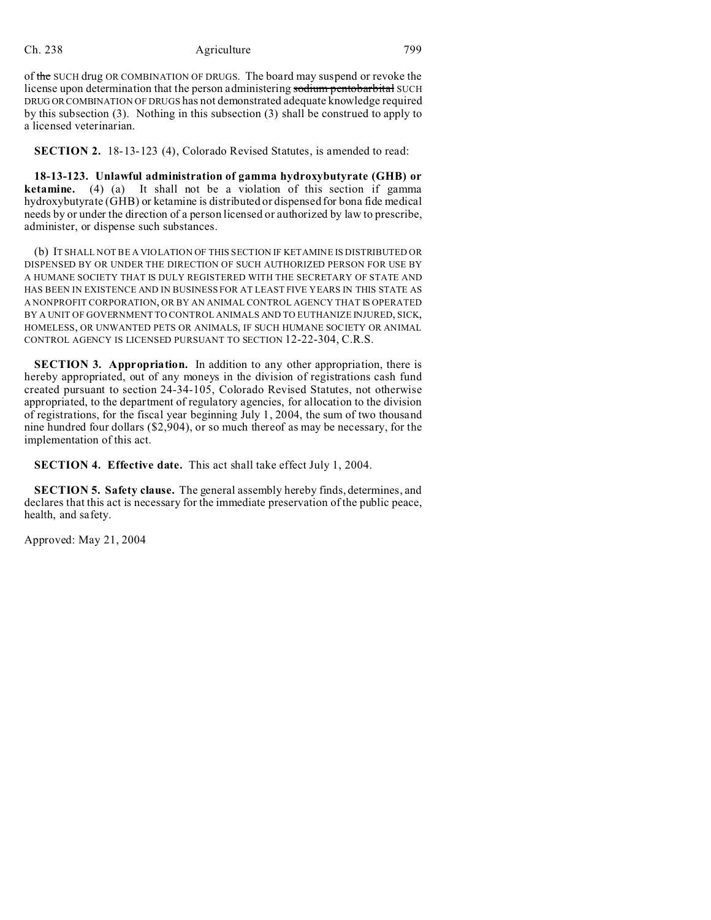of ~~the~~ SUCH drug OR COMBINATION OF DRUGS. The board may suspend or revoke the license upon determination that the person administering ~~sodium pentobarbital~~ SUCH DRUG OR COMBINATION OF DRUGS has not demonstrated adequate knowledge required by this subsection (3). Nothing in this subsection (3) shall be construed to apply to a licensed veterinarian.

**SECTION 2.** 18-13-123 (4), Colorado Revised Statutes, is amended to read:

**18-13-123. Unlawful administration of gamma hydroxybutyrate (GHB) or ketamine.** (4) (a) It shall not be a violation of this section if gamma hydroxybutyrate (GHB) or ketamine is distributed or dispensed for bona fide medical needs by or under the direction of a person licensed or authorized by law to prescribe, administer, or dispense such substances.

(b) IT SHALL NOT BE A VIOLATION OF THIS SECTION IF KETAMINE IS DISTRIBUTED OR DISPENSED BY OR UNDER THE DIRECTION OF SUCH AUTHORIZED PERSON FOR USE BY A HUMANE SOCIETY THAT IS DULY REGISTERED WITH THE SECRETARY OF STATE AND HAS BEEN IN EXISTENCE AND IN BUSINESS FOR AT LEAST FIVE YEARS IN THIS STATE AS A NONPROFIT CORPORATION, OR BY AN ANIMAL CONTROL AGENCY THAT IS OPERATED BY A UNIT OF GOVERNMENT TO CONTROL ANIMALS AND TO EUTHANIZE INJURED, SICK, HOMELESS, OR UNWANTED PETS OR ANIMALS, IF SUCH HUMANE SOCIETY OR ANIMAL CONTROL AGENCY IS LICENSED PURSUANT TO SECTION 12-22-304, C.R.S.

**SECTION 3. Appropriation.** In addition to any other appropriation, there is hereby appropriated, out of any moneys in the division of registrations cash fund created pursuant to section 24-34-105, Colorado Revised Statutes, not otherwise appropriated, to the department of regulatory agencies, for allocation to the division of registrations, for the fiscal year beginning July 1, 2004, the sum of two thousand nine hundred four dollars ($2,904), or so much thereof as may be necessary, for the implementation of this act.

**SECTION 4. Effective date.** This act shall take effect July 1, 2004.

**SECTION 5. Safety clause.** The general assembly hereby finds, determines, and declares that this act is necessary for the immediate preservation of the public peace, health, and safety.

Approved: May 21, 2004